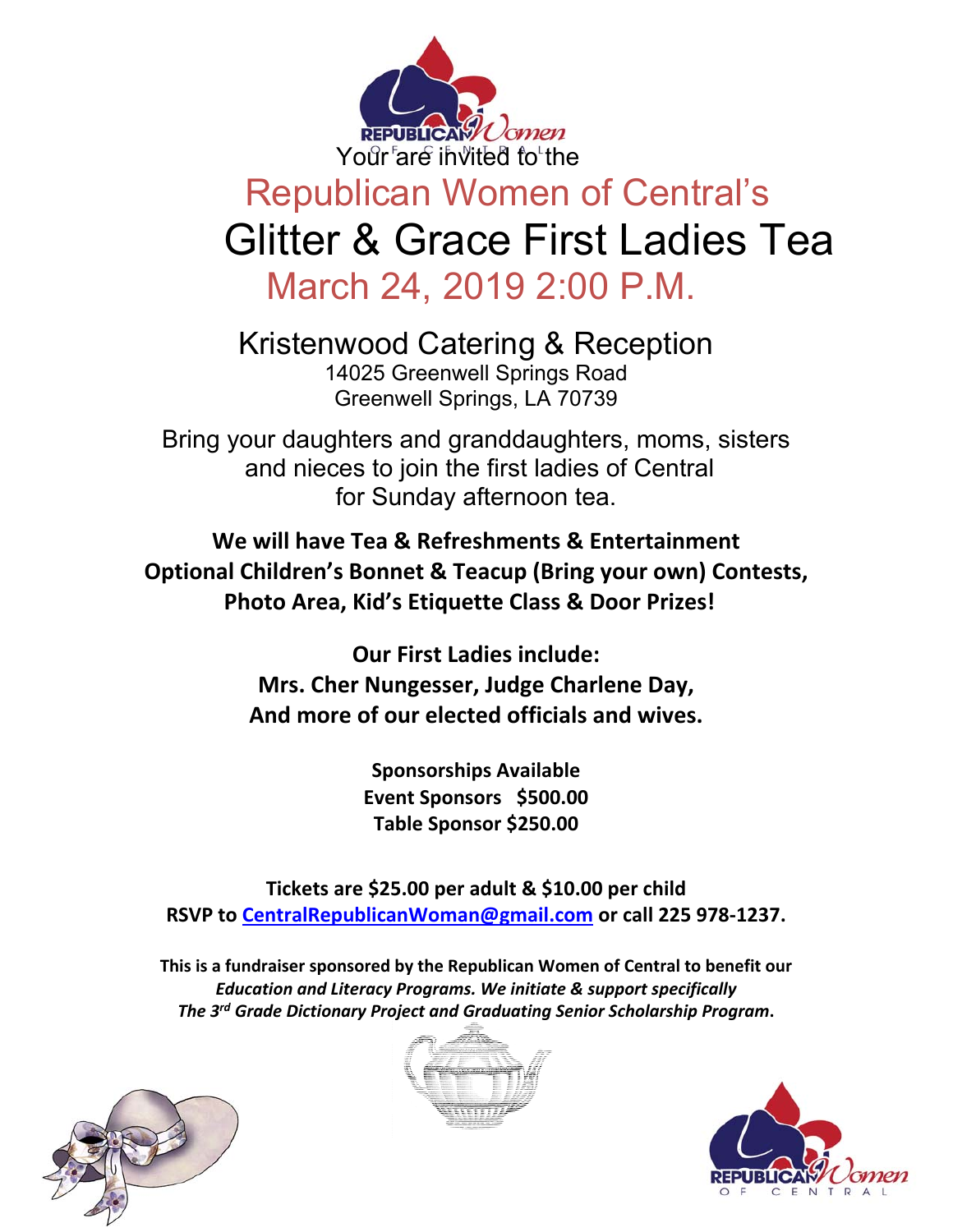REPUBLICAN Women OF CENTRAL

Your are invited to the

# Republican Women of Central's

# Glitter & Grace First Ladies Tea

## March 24, 2019 2:00 P.M.

### Kristenwood Catering & Reception

14025 Greenwell Springs Road
Greenwell Springs, LA 70739

Bring your daughters and granddaughters, moms, sisters and nieces to join the first ladies of Central for Sunday afternoon tea.

**We will have Tea & Refreshments & Entertainment**
**Optional Children's Bonnet & Teacup (Bring your own) Contests, Photo Area, Kid's Etiquette Class & Door Prizes!**

**Our First Ladies include:**
**Mrs. Cher Nungesser, Judge Charlene Day,**
**And more of our elected officials and wives.**

**Sponsorships Available**
**Event Sponsors $500.00**
**Table Sponsor $250.00**

**Tickets are $25.00 per adult & $10.00 per child**
**RSVP to CentralRepublicanWoman@gmail.com or call 225 978-1237.**

**This is a fundraiser sponsored by the Republican Women of Central to benefit our *Education and Literacy Programs. We initiate & support specifically The 3rd Grade Dictionary Project and Graduating Senior Scholarship Program*.**

REPUBLICAN Women OF CENTRAL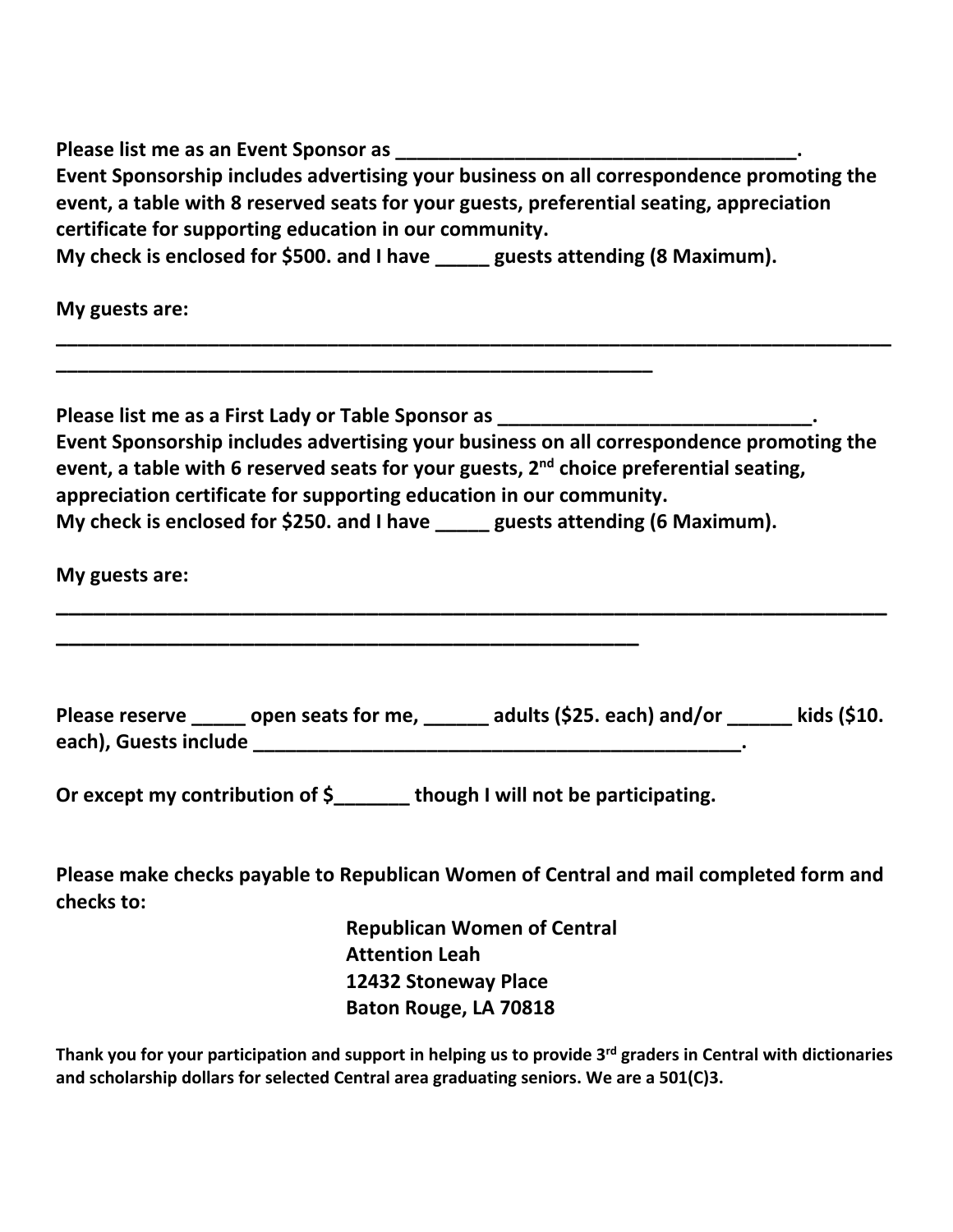**Please list me as an Event Sponsor as _____________________________________.**
**Event Sponsorship includes advertising your business on all correspondence promoting the event, a table with 8 reserved seats for your guests, preferential seating, appreciation certificate for supporting education in our community.**
**My check is enclosed for $500. and I have _____ guests attending (8 Maximum).**

**My guests are:**

______________________________________________________________________________

________________________________________________________

**Please list me as a First Lady or Table Sponsor as _____________________________.**
**Event Sponsorship includes advertising your business on all correspondence promoting the event, a table with 6 reserved seats for your guests, 2nd choice preferential seating, appreciation certificate for supporting education in our community.**
**My check is enclosed for $250. and I have _____ guests attending (6 Maximum).**

**My guests are:**

______________________________________________________________________________

________________________________________________________

**Please reserve _____ open seats for me, ______ adults ($25. each) and/or ______ kids ($10. each), Guests include ______________________________________________.**

**Or except my contribution of $_______ though I will not be participating.**

**Please make checks payable to Republican Women of Central and mail completed form and checks to:**

**Republican Women of Central**
**Attention Leah**
**12432 Stoneway Place**
**Baton Rouge, LA 70818**

**Thank you for your participation and support in helping us to provide 3rd graders in Central with dictionaries and scholarship dollars for selected Central area graduating seniors. We are a 501(C)3.**